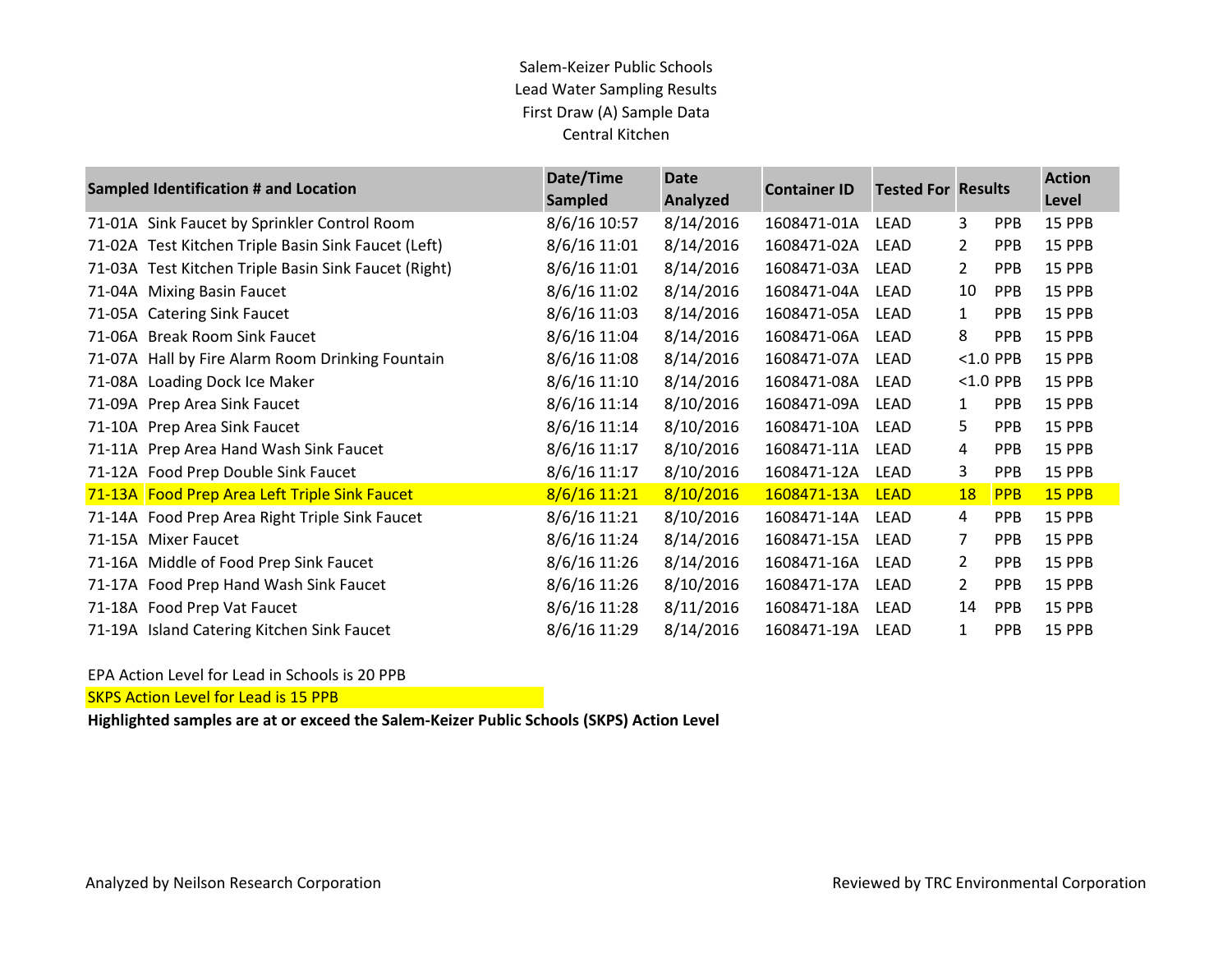# Salem-Keizer Public Schools
## Lead Water Sampling Results
### First Draw (A) Sample Data
### Central Kitchen

| Sampled Identification # and Location | Date/Time Sampled | Date Analyzed | Container ID | Tested For | Results | | Action Level |
|---|---|---|---|---|---|---|---|
| 71-01A Sink Faucet by Sprinkler Control Room | 8/6/16 10:57 | 8/14/2016 | 1608471-01A | LEAD | 3 | PPB | 15 PPB |
| 71-02A Test Kitchen Triple Basin Sink Faucet (Left) | 8/6/16 11:01 | 8/14/2016 | 1608471-02A | LEAD | 2 | PPB | 15 PPB |
| 71-03A Test Kitchen Triple Basin Sink Faucet (Right) | 8/6/16 11:01 | 8/14/2016 | 1608471-03A | LEAD | 2 | PPB | 15 PPB |
| 71-04A Mixing Basin Faucet | 8/6/16 11:02 | 8/14/2016 | 1608471-04A | LEAD | 10 | PPB | 15 PPB |
| 71-05A Catering Sink Faucet | 8/6/16 11:03 | 8/14/2016 | 1608471-05A | LEAD | 1 | PPB | 15 PPB |
| 71-06A Break Room Sink Faucet | 8/6/16 11:04 | 8/14/2016 | 1608471-06A | LEAD | 8 | PPB | 15 PPB |
| 71-07A Hall by Fire Alarm Room Drinking Fountain | 8/6/16 11:08 | 8/14/2016 | 1608471-07A | LEAD | <1.0 | PPB | 15 PPB |
| 71-08A Loading Dock Ice Maker | 8/6/16 11:10 | 8/14/2016 | 1608471-08A | LEAD | <1.0 | PPB | 15 PPB |
| 71-09A Prep Area Sink Faucet | 8/6/16 11:14 | 8/10/2016 | 1608471-09A | LEAD | 1 | PPB | 15 PPB |
| 71-10A Prep Area Sink Faucet | 8/6/16 11:14 | 8/10/2016 | 1608471-10A | LEAD | 5 | PPB | 15 PPB |
| 71-11A Prep Area Hand Wash Sink Faucet | 8/6/16 11:17 | 8/10/2016 | 1608471-11A | LEAD | 4 | PPB | 15 PPB |
| 71-12A Food Prep Double Sink Faucet | 8/6/16 11:17 | 8/10/2016 | 1608471-12A | LEAD | 3 | PPB | 15 PPB |
| 71-13A Food Prep Area Left Triple Sink Faucet | 8/6/16 11:21 | 8/10/2016 | 1608471-13A | LEAD | 18 | PPB | 15 PPB |
| 71-14A Food Prep Area Right Triple Sink Faucet | 8/6/16 11:21 | 8/10/2016 | 1608471-14A | LEAD | 4 | PPB | 15 PPB |
| 71-15A Mixer Faucet | 8/6/16 11:24 | 8/14/2016 | 1608471-15A | LEAD | 7 | PPB | 15 PPB |
| 71-16A Middle of Food Prep Sink Faucet | 8/6/16 11:26 | 8/14/2016 | 1608471-16A | LEAD | 2 | PPB | 15 PPB |
| 71-17A Food Prep Hand Wash Sink Faucet | 8/6/16 11:26 | 8/10/2016 | 1608471-17A | LEAD | 2 | PPB | 15 PPB |
| 71-18A Food Prep Vat Faucet | 8/6/16 11:28 | 8/11/2016 | 1608471-18A | LEAD | 14 | PPB | 15 PPB |
| 71-19A Island Catering Kitchen Sink Faucet | 8/6/16 11:29 | 8/14/2016 | 1608471-19A | LEAD | 1 | PPB | 15 PPB |

EPA Action Level for Lead in Schools is 20 PPB

SKPS Action Level for Lead is 15 PPB

**Highlighted samples are at or exceed the Salem-Keizer Public Schools (SKPS) Action Level**

Analyzed by Neilson Research Corporation

Reviewed by TRC Environmental Corporation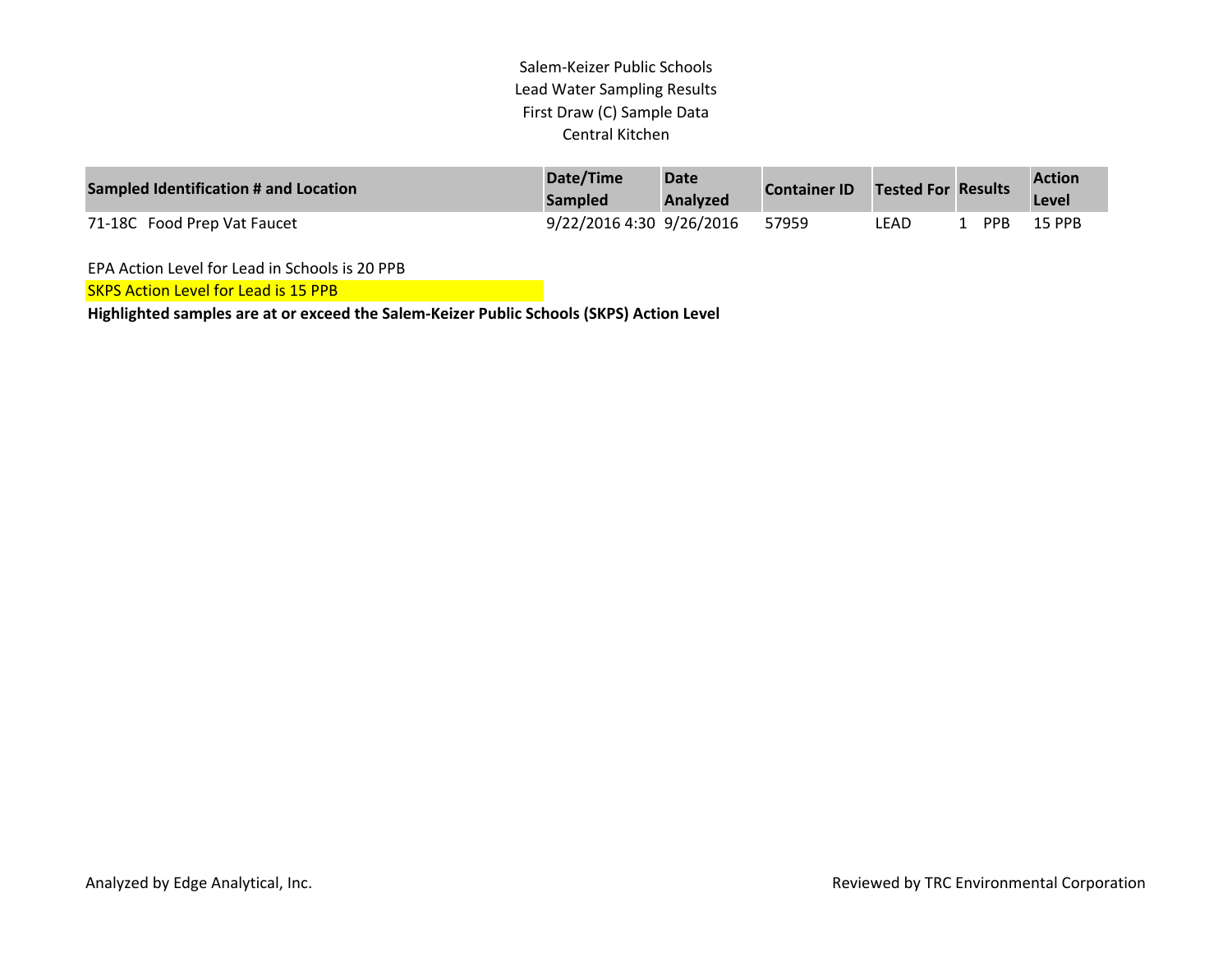Salem-Keizer Public Schools
Lead Water Sampling Results
First Draw (C) Sample Data
Central Kitchen

| Sampled Identification # and Location | Date/Time Sampled | Date Analyzed | Container ID | Tested For | Results | Action Level |
|---|---|---|---|---|---|---|
| 71-18C Food Prep Vat Faucet | 9/22/2016 4:30 | 9/26/2016 | 57959 | LEAD | 1 PPB | 15 PPB |

EPA Action Level for Lead in Schools is 20 PPB

SKPS Action Level for Lead is 15 PPB

**Highlighted samples are at or exceed the Salem-Keizer Public Schools (SKPS) Action Level**

Analyzed by Edge Analytical, Inc.

Reviewed by TRC Environmental Corporation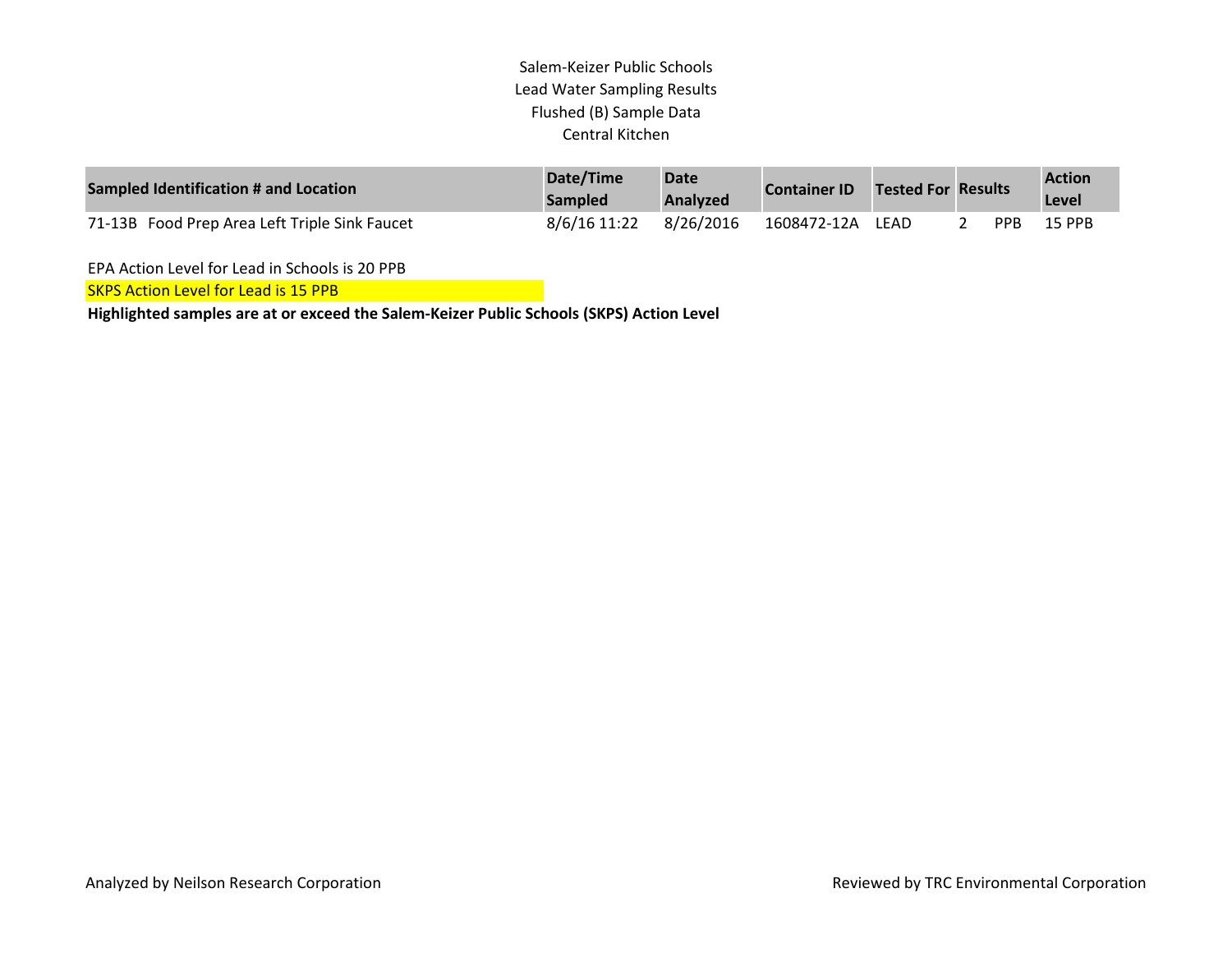# Salem-Keizer Public Schools
## Lead Water Sampling Results
## Flushed (B) Sample Data
## Central Kitchen

| Sampled Identification # and Location | Date/Time Sampled | Date Analyzed | Container ID | Tested For | Results | | Action Level |
|---|---|---|---|---|---|---|---|
| 71-13B Food Prep Area Left Triple Sink Faucet | 8/6/16 11:22 | 8/26/2016 | 1608472-12A | LEAD | 2 | PPB | 15 PPB |

EPA Action Level for Lead in Schools is 20 PPB

SKPS Action Level for Lead is 15 PPB

**Highlighted samples are at or exceed the Salem-Keizer Public Schools (SKPS) Action Level**

Analyzed by Neilson Research Corporation

Reviewed by TRC Environmental Corporation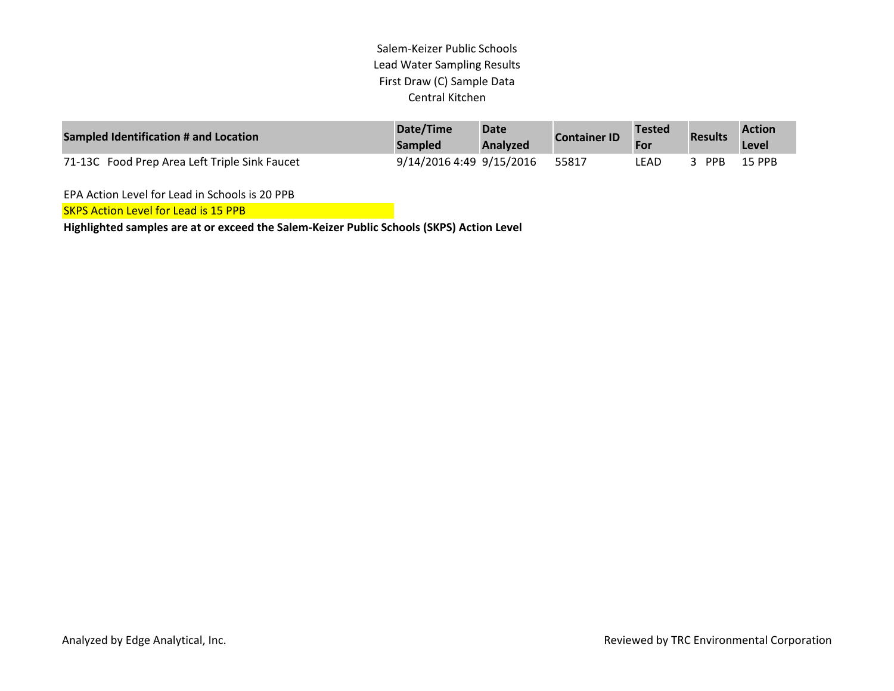Salem-Keizer Public Schools
Lead Water Sampling Results
First Draw (C) Sample Data
Central Kitchen

| Sampled Identification # and Location | Date/Time Sampled | Date Analyzed | Container ID | Tested For | Results | Action Level |
|---|---|---|---|---|---|---|
| 71-13C Food Prep Area Left Triple Sink Faucet | 9/14/2016 4:49 | 9/15/2016 | 55817 | LEAD | 3 PPB | 15 PPB |

EPA Action Level for Lead in Schools is 20 PPB

SKPS Action Level for Lead is 15 PPB

**Highlighted samples are at or exceed the Salem-Keizer Public Schools (SKPS) Action Level**

Analyzed by Edge Analytical, Inc.

Reviewed by TRC Environmental Corporation